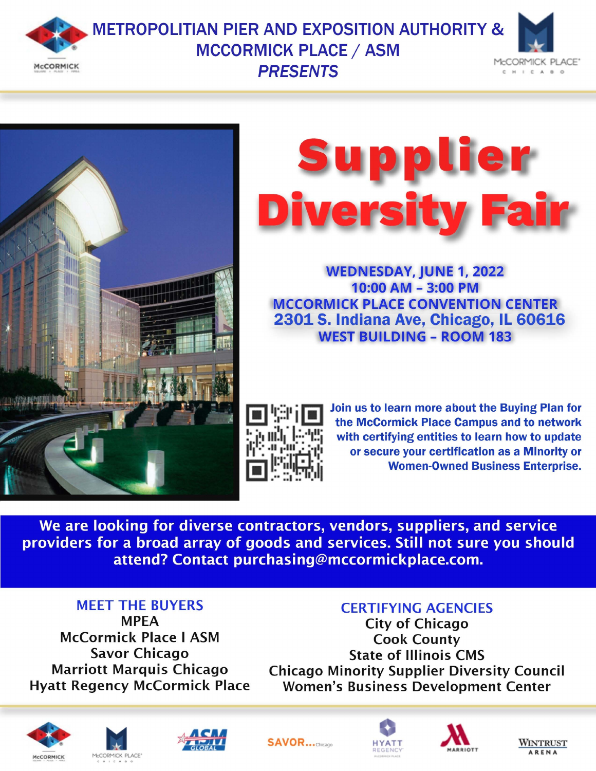# METROPOLITAN PIER AND EXPOSITION AUTHORITY & MCCORMICK PLACE / ASM

***PRESENTS***

# Supplier Diversity Fair

**WEDNESDAY, JUNE 1, 2022**
**10:00 AM – 3:00 PM**
**MCCORMICK PLACE CONVENTION CENTER**
**2301 S. Indiana Ave, Chicago, IL 60616**
**WEST BUILDING – ROOM 183**

**Join us to learn more about the Buying Plan for the McCormick Place Campus and to network with certifying entities to learn how to update or secure your certification as a Minority or Women-Owned Business Enterprise.**

**We are looking for diverse contractors, vendors, suppliers, and service providers for a broad array of goods and services. Still not sure you should attend? Contact purchasing@mccormickplace.com.**

## MEET THE BUYERS

- MPEA
- McCormick Place I ASM
- Savor Chicago
- Marriott Marquis Chicago
- Hyatt Regency McCormick Place

## CERTIFYING AGENCIES

- City of Chicago
- Cook County
- State of Illinois CMS
- Chicago Minority Supplier Diversity Council
- Women's Business Development Center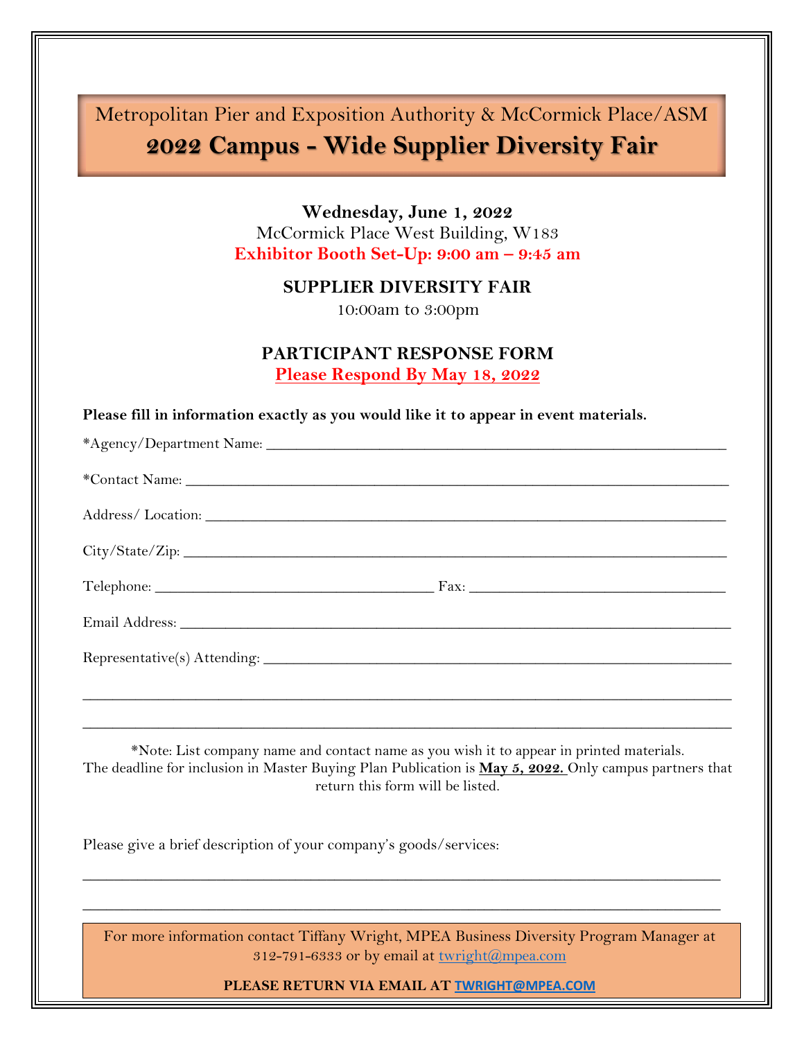Metropolitan Pier and Exposition Authority & McCormick Place/ASM

# 2022 Campus - Wide Supplier Diversity Fair

**Wednesday, June 1, 2022**

McCormick Place West Building, W183

**Exhibitor Booth Set-Up: 9:00 am – 9:45 am**

**SUPPLIER DIVERSITY FAIR**

10:00am to 3:00pm

## PARTICIPANT RESPONSE FORM

**Please Respond By May 18, 2022**

**Please fill in information exactly as you would like it to appear in event materials.**

*Agency/Department Name: ____________________________________________________________

*Contact Name: ____________________________________________________________

Address/ Location: ____________________________________________________________

City/State/Zip: ____________________________________________________________

Telephone: ______________________________ Fax: ______________________________

Email Address: ____________________________________________________________

Representative(s) Attending: ____________________________________________________________

____________________________________________________________________________

____________________________________________________________________________

*Note: List company name and contact name as you wish it to appear in printed materials. The deadline for inclusion in Master Buying Plan Publication is **May 5, 2022.** Only campus partners that return this form will be listed.

Please give a brief description of your company's goods/services:

____________________________________________________________________________

____________________________________________________________________________

For more information contact Tiffany Wright, MPEA Business Diversity Program Manager at 312-791-6333 or by email at twright@mpea.com

**PLEASE RETURN VIA EMAIL AT TWRIGHT@MPEA.COM**